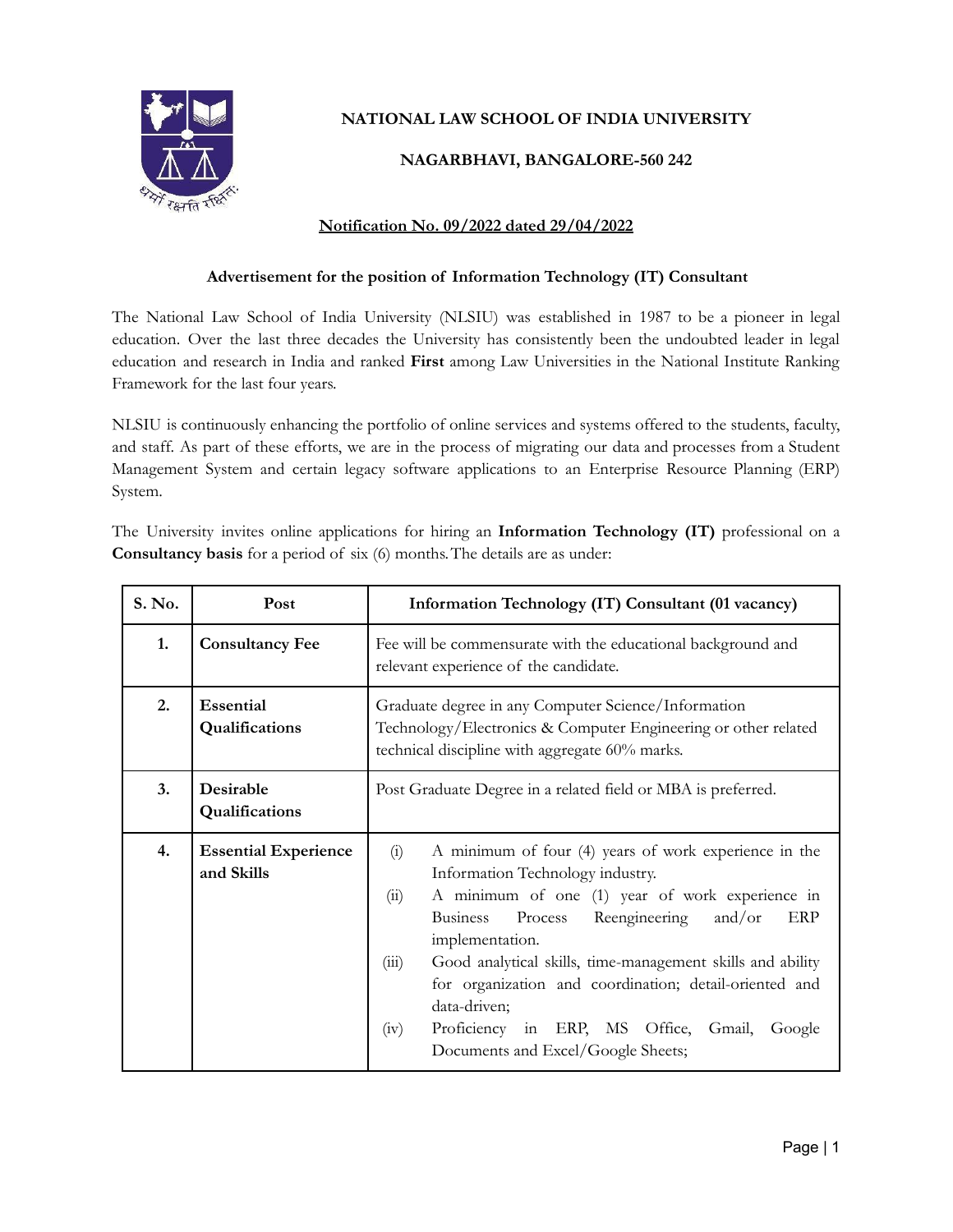# NATIONAL LAW SCHOOL OF INDIA UNIVERSITY

## NAGARBHAVI, BANGALORE-560 242

**Notification No. 09/2022 dated 29/04/2022**

### Advertisement for the position of Information Technology (IT) Consultant

The National Law School of India University (NLSIU) was established in 1987 to be a pioneer in legal education. Over the last three decades the University has consistently been the undoubted leader in legal education and research in India and ranked **First** among Law Universities in the National Institute Ranking Framework for the last four years.

NLSIU is continuously enhancing the portfolio of online services and systems offered to the students, faculty, and staff. As part of these efforts, we are in the process of migrating our data and processes from a Student Management System and certain legacy software applications to an Enterprise Resource Planning (ERP) System.

The University invites online applications for hiring an **Information Technology (IT)** professional on a **Consultancy basis** for a period of six (6) months. The details are as under:

| S. No. | Post | Information Technology (IT) Consultant (01 vacancy) |
|---|---|---|
| 1. | **Consultancy Fee** | Fee will be commensurate with the educational background and relevant experience of the candidate. |
| 2. | **Essential Qualifications** | Graduate degree in any Computer Science/Information Technology/Electronics & Computer Engineering or other related technical discipline with aggregate 60% marks. |
| 3. | **Desirable Qualifications** | Post Graduate Degree in a related field or MBA is preferred. |
| 4. | **Essential Experience and Skills** | (i) A minimum of four (4) years of work experience in the Information Technology industry.<br>(ii) A minimum of one (1) year of work experience in Business Process Reengineering and/or ERP implementation.<br>(iii) Good analytical skills, time-management skills and ability for organization and coordination; detail-oriented and data-driven;<br>(iv) Proficiency in ERP, MS Office, Gmail, Google Documents and Excel/Google Sheets; |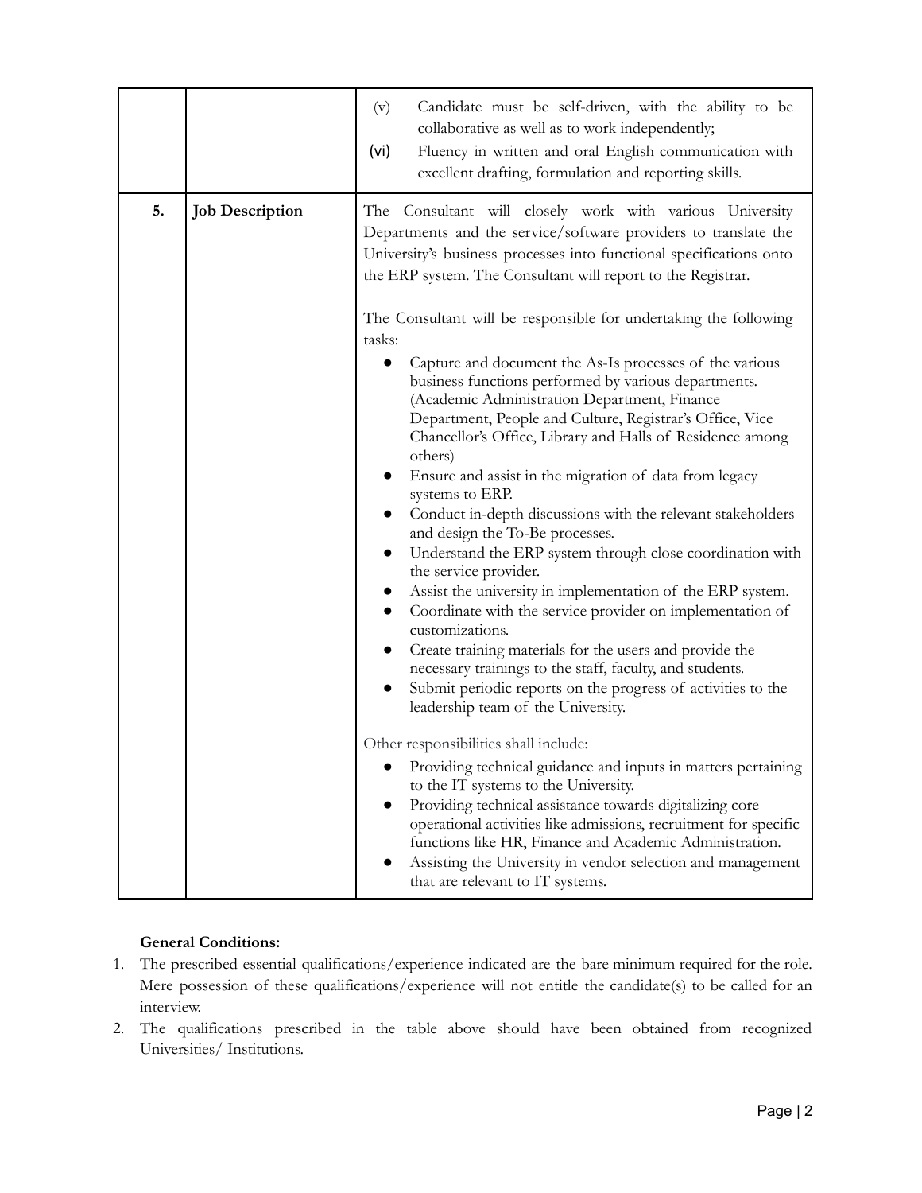|  |  |  |
| --- | --- | --- |
|  |  | (v) Candidate must be self-driven, with the ability to be collaborative as well as to work independently;<br>(vi) Fluency in written and oral English communication with excellent drafting, formulation and reporting skills. |
| 5. | **Job Description** | The Consultant will closely work with various University Departments and the service/software providers to translate the University's business processes into functional specifications onto the ERP system. The Consultant will report to the Registrar.<br><br>The Consultant will be responsible for undertaking the following tasks:<br>● Capture and document the As-Is processes of the various business functions performed by various departments. (Academic Administration Department, Finance Department, People and Culture, Registrar's Office, Vice Chancellor's Office, Library and Halls of Residence among others)<br>● Ensure and assist in the migration of data from legacy systems to ERP.<br>● Conduct in-depth discussions with the relevant stakeholders and design the To-Be processes.<br>● Understand the ERP system through close coordination with the service provider.<br>● Assist the university in implementation of the ERP system.<br>● Coordinate with the service provider on implementation of customizations.<br>● Create training materials for the users and provide the necessary trainings to the staff, faculty, and students.<br>● Submit periodic reports on the progress of activities to the leadership team of the University.<br><br>Other responsibilities shall include:<br>● Providing technical guidance and inputs in matters pertaining to the IT systems to the University.<br>● Providing technical assistance towards digitalizing core operational activities like admissions, recruitment for specific functions like HR, Finance and Academic Administration.<br>● Assisting the University in vendor selection and management that are relevant to IT systems. |

**General Conditions:**

1. The prescribed essential qualifications/experience indicated are the bare minimum required for the role. Mere possession of these qualifications/experience will not entitle the candidate(s) to be called for an interview.
2. The qualifications prescribed in the table above should have been obtained from recognized Universities/ Institutions.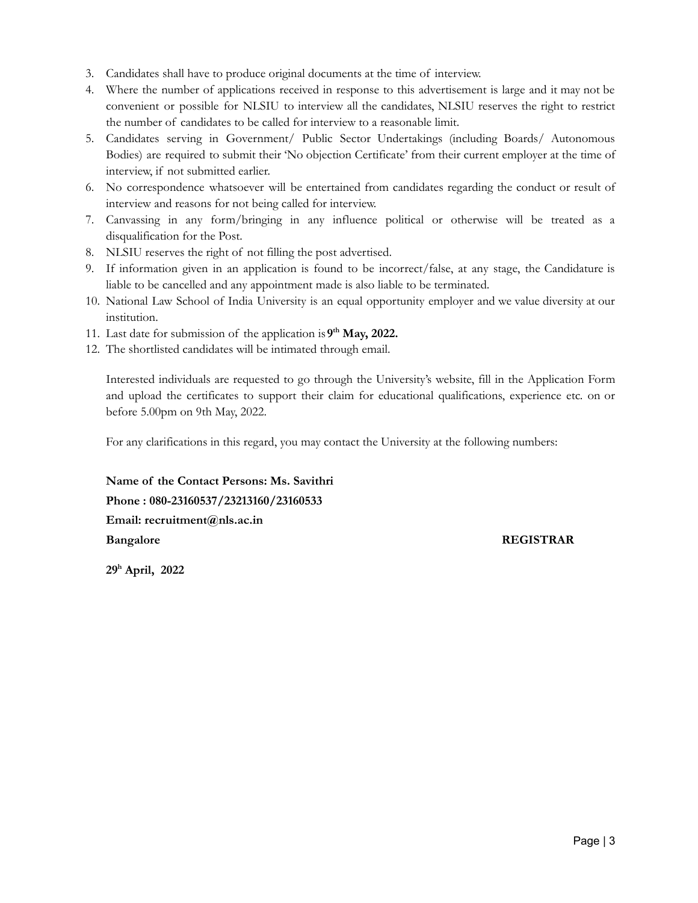3. Candidates shall have to produce original documents at the time of interview.
4. Where the number of applications received in response to this advertisement is large and it may not be convenient or possible for NLSIU to interview all the candidates, NLSIU reserves the right to restrict the number of candidates to be called for interview to a reasonable limit.
5. Candidates serving in Government/ Public Sector Undertakings (including Boards/ Autonomous Bodies) are required to submit their 'No objection Certificate' from their current employer at the time of interview, if not submitted earlier.
6. No correspondence whatsoever will be entertained from candidates regarding the conduct or result of interview and reasons for not being called for interview.
7. Canvassing in any form/bringing in any influence political or otherwise will be treated as a disqualification for the Post.
8. NLSIU reserves the right of not filling the post advertised.
9. If information given in an application is found to be incorrect/false, at any stage, the Candidature is liable to be cancelled and any appointment made is also liable to be terminated.
10. National Law School of India University is an equal opportunity employer and we value diversity at our institution.
11. Last date for submission of the application is **9th May, 2022.**
12. The shortlisted candidates will be intimated through email.

Interested individuals are requested to go through the University's website, fill in the Application Form and upload the certificates to support their claim for educational qualifications, experience etc. on or before 5.00pm on 9th May, 2022.

For any clarifications in this regard, you may contact the University at the following numbers:

**Name of the Contact Persons: Ms. Savithri**

**Phone : 080-23160537/23213160/23160533**

**Email: recruitment@nls.ac.in**

**Bangalore** **REGISTRAR**

**29h April, 2022**